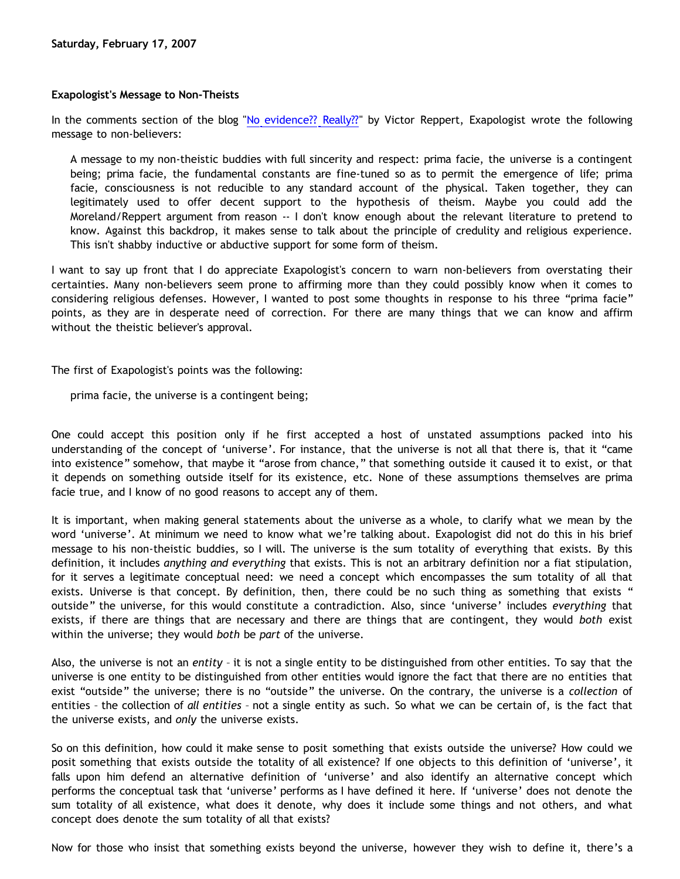**Saturday, February 17, 2007**

**Exapologist's Message to Non-Theists**

In the comments section of the blog "No evidence?? Really??" by Victor Reppert, Exapologist wrote the following message to non-believers:

> A message to my non-theistic buddies with full sincerity and respect: prima facie, the universe is a contingent being; prima facie, the fundamental constants are fine-tuned so as to permit the emergence of life; prima facie, consciousness is not reducible to any standard account of the physical. Taken together, they can legitimately used to offer decent support to the hypothesis of theism. Maybe you could add the Moreland/Reppert argument from reason -- I don't know enough about the relevant literature to pretend to know. Against this backdrop, it makes sense to talk about the principle of credulity and religious experience. This isn't shabby inductive or abductive support for some form of theism.

I want to say up front that I do appreciate Exapologist's concern to warn non-believers from overstating their certainties. Many non-believers seem prone to affirming more than they could possibly know when it comes to considering religious defenses. However, I wanted to post some thoughts in response to his three "prima facie" points, as they are in desperate need of correction. For there are many things that we can know and affirm without the theistic believer's approval.

The first of Exapologist's points was the following:

> prima facie, the universe is a contingent being;

One could accept this position only if he first accepted a host of unstated assumptions packed into his understanding of the concept of 'universe'. For instance, that the universe is not all that there is, that it "came into existence" somehow, that maybe it "arose from chance," that something outside it caused it to exist, or that it depends on something outside itself for its existence, etc. None of these assumptions themselves are prima facie true, and I know of no good reasons to accept any of them.

It is important, when making general statements about the universe as a whole, to clarify what we mean by the word 'universe'. At minimum we need to know what we're talking about. Exapologist did not do this in his brief message to his non-theistic buddies, so I will. The universe is the sum totality of everything that exists. By this definition, it includes *anything and everything* that exists. This is not an arbitrary definition nor a fiat stipulation, for it serves a legitimate conceptual need: we need a concept which encompasses the sum totality of all that exists. Universe is that concept. By definition, then, there could be no such thing as something that exists " outside" the universe, for this would constitute a contradiction. Also, since 'universe' includes *everything* that exists, if there are things that are necessary and there are things that are contingent, they would *both* exist within the universe; they would *both* be *part* of the universe.

Also, the universe is not an *entity* – it is not a single entity to be distinguished from other entities. To say that the universe is one entity to be distinguished from other entities would ignore the fact that there are no entities that exist "outside" the universe; there is no "outside" the universe. On the contrary, the universe is a *collection* of entities – the collection of *all entities* – not a single entity as such. So what we can be certain of, is the fact that the universe exists, and *only* the universe exists.

So on this definition, how could it make sense to posit something that exists outside the universe? How could we posit something that exists outside the totality of all existence? If one objects to this definition of 'universe', it falls upon him defend an alternative definition of 'universe' and also identify an alternative concept which performs the conceptual task that 'universe' performs as I have defined it here. If 'universe' does not denote the sum totality of all existence, what does it denote, why does it include some things and not others, and what concept does denote the sum totality of all that exists?

Now for those who insist that something exists beyond the universe, however they wish to define it, there's a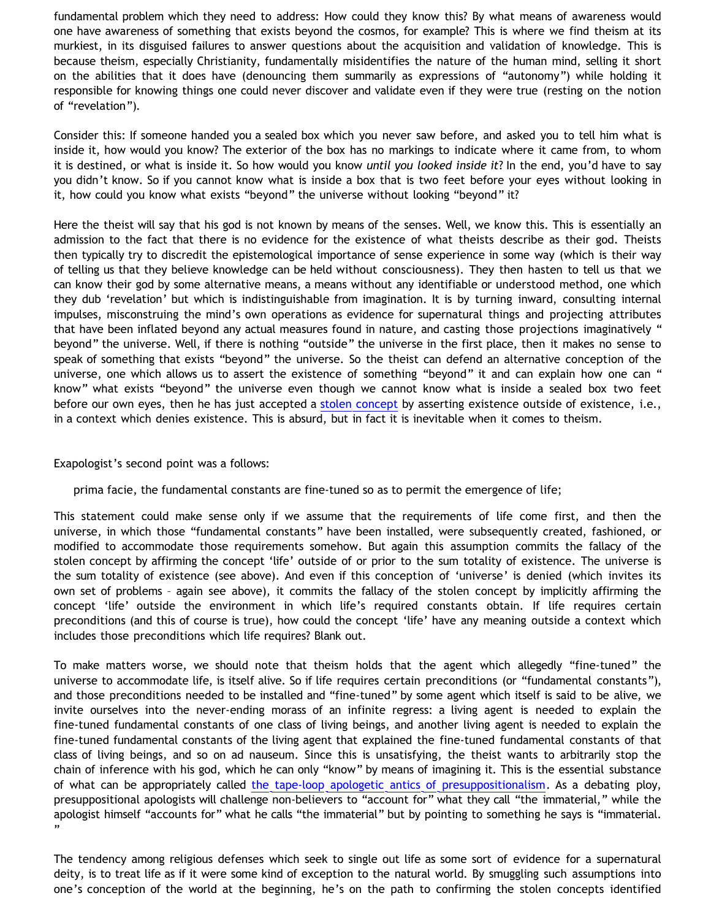fundamental problem which they need to address: How could they know this? By what means of awareness would one have awareness of something that exists beyond the cosmos, for example? This is where we find theism at its murkiest, in its disguised failures to answer questions about the acquisition and validation of knowledge. This is because theism, especially Christianity, fundamentally misidentifies the nature of the human mind, selling it short on the abilities that it does have (denouncing them summarily as expressions of "autonomy") while holding it responsible for knowing things one could never discover and validate even if they were true (resting on the notion of "revelation").

Consider this: If someone handed you a sealed box which you never saw before, and asked you to tell him what is inside it, how would you know? The exterior of the box has no markings to indicate where it came from, to whom it is destined, or what is inside it. So how would you know *until you looked inside it*? In the end, you'd have to say you didn't know. So if you cannot know what is inside a box that is two feet before your eyes without looking in it, how could you know what exists "beyond" the universe without looking "beyond" it?

Here the theist will say that his god is not known by means of the senses. Well, we know this. This is essentially an admission to the fact that there is no evidence for the existence of what theists describe as their god. Theists then typically try to discredit the epistemological importance of sense experience in some way (which is their way of telling us that they believe knowledge can be held without consciousness). They then hasten to tell us that we can know their god by some alternative means, a means without any identifiable or understood method, one which they dub 'revelation' but which is indistinguishable from imagination. It is by turning inward, consulting internal impulses, misconstruing the mind's own operations as evidence for supernatural things and projecting attributes that have been inflated beyond any actual measures found in nature, and casting those projections imaginatively " beyond" the universe. Well, if there is nothing "outside" the universe in the first place, then it makes no sense to speak of something that exists "beyond" the universe. So the theist can defend an alternative conception of the universe, one which allows us to assert the existence of something "beyond" it and can explain how one can " know" what exists "beyond" the universe even though we cannot know what is inside a sealed box two feet before our own eyes, then he has just accepted a stolen concept by asserting existence outside of existence, i.e., in a context which denies existence. This is absurd, but in fact it is inevitable when it comes to theism.

Exapologist's second point was a follows:

> prima facie, the fundamental constants are fine-tuned so as to permit the emergence of life;

This statement could make sense only if we assume that the requirements of life come first, and then the universe, in which those "fundamental constants" have been installed, were subsequently created, fashioned, or modified to accommodate those requirements somehow. But again this assumption commits the fallacy of the stolen concept by affirming the concept 'life' outside of or prior to the sum totality of existence. The universe is the sum totality of existence (see above). And even if this conception of 'universe' is denied (which invites its own set of problems – again see above), it commits the fallacy of the stolen concept by implicitly affirming the concept 'life' outside the environment in which life's required constants obtain. If life requires certain preconditions (and this of course is true), how could the concept 'life' have any meaning outside a context which includes those preconditions which life requires? Blank out.

To make matters worse, we should note that theism holds that the agent which allegedly "fine-tuned" the universe to accommodate life, is itself alive. So if life requires certain preconditions (or "fundamental constants"), and those preconditions needed to be installed and "fine-tuned" by some agent which itself is said to be alive, we invite ourselves into the never-ending morass of an infinite regress: a living agent is needed to explain the fine-tuned fundamental constants of one class of living beings, and another living agent is needed to explain the fine-tuned fundamental constants of the living agent that explained the fine-tuned fundamental constants of that class of living beings, and so on ad nauseum. Since this is unsatisfying, the theist wants to arbitrarily stop the chain of inference with his god, which he can only "know" by means of imagining it. This is the essential substance of what can be appropriately called the tape-loop apologetic antics of presuppositionalism. As a debating ploy, presuppositional apologists will challenge non-believers to "account for" what they call "the immaterial," while the apologist himself "accounts for" what he calls "the immaterial" but by pointing to something he says is "immaterial."

The tendency among religious defenses which seek to single out life as some sort of evidence for a supernatural deity, is to treat life as if it were some kind of exception to the natural world. By smuggling such assumptions into one's conception of the world at the beginning, he's on the path to confirming the stolen concepts identified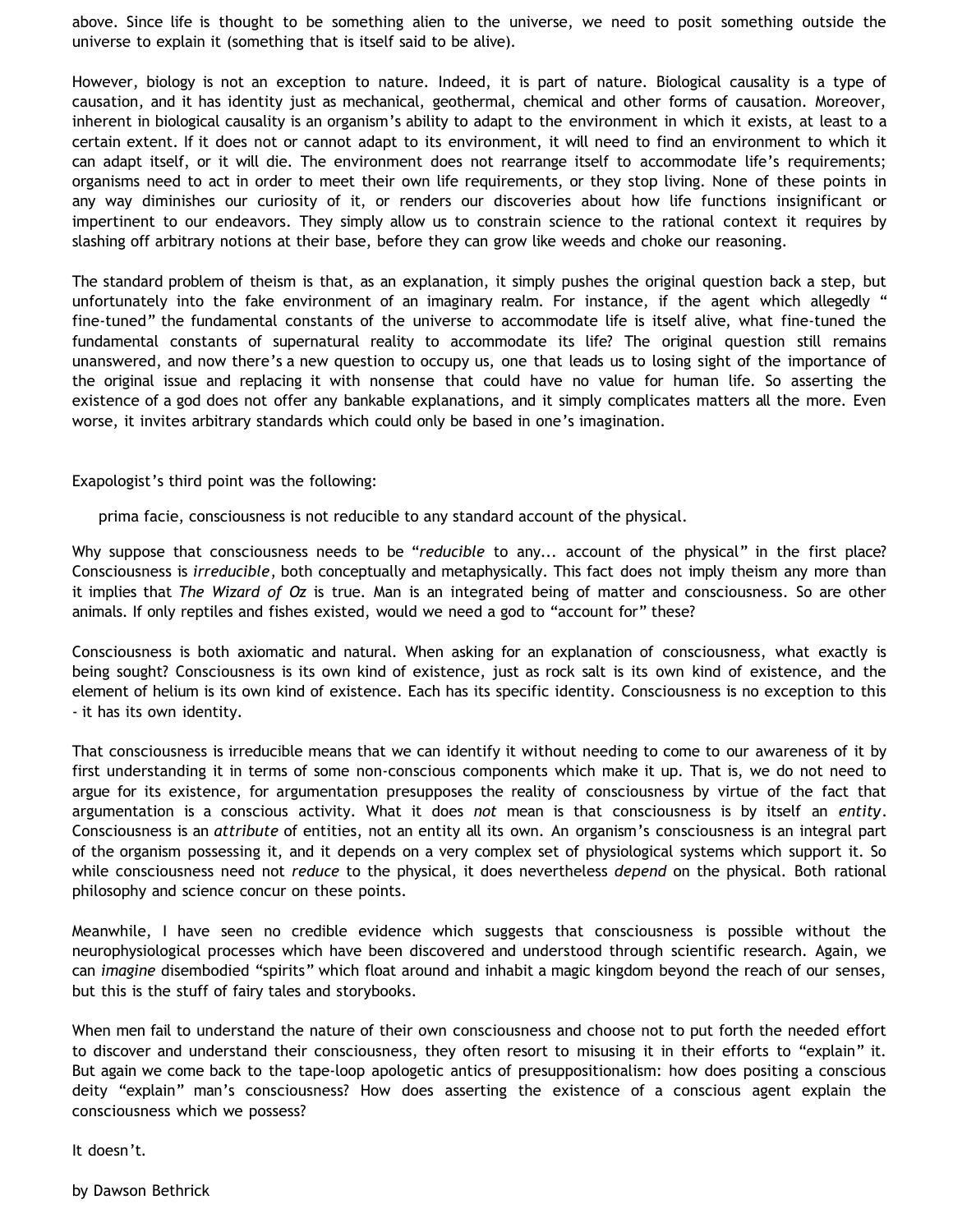above. Since life is thought to be something alien to the universe, we need to posit something outside the universe to explain it (something that is itself said to be alive).

However, biology is not an exception to nature. Indeed, it is part of nature. Biological causality is a type of causation, and it has identity just as mechanical, geothermal, chemical and other forms of causation. Moreover, inherent in biological causality is an organism's ability to adapt to the environment in which it exists, at least to a certain extent. If it does not or cannot adapt to its environment, it will need to find an environment to which it can adapt itself, or it will die. The environment does not rearrange itself to accommodate life's requirements; organisms need to act in order to meet their own life requirements, or they stop living. None of these points in any way diminishes our curiosity of it, or renders our discoveries about how life functions insignificant or impertinent to our endeavors. They simply allow us to constrain science to the rational context it requires by slashing off arbitrary notions at their base, before they can grow like weeds and choke our reasoning.

The standard problem of theism is that, as an explanation, it simply pushes the original question back a step, but unfortunately into the fake environment of an imaginary realm. For instance, if the agent which allegedly " fine-tuned" the fundamental constants of the universe to accommodate life is itself alive, what fine-tuned the fundamental constants of supernatural reality to accommodate its life? The original question still remains unanswered, and now there's a new question to occupy us, one that leads us to losing sight of the importance of the original issue and replacing it with nonsense that could have no value for human life. So asserting the existence of a god does not offer any bankable explanations, and it simply complicates matters all the more. Even worse, it invites arbitrary standards which could only be based in one's imagination.

Exapologist's third point was the following:

> prima facie, consciousness is not reducible to any standard account of the physical.

Why suppose that consciousness needs to be "*reducible* to any... account of the physical" in the first place? Consciousness is *irreducible*, both conceptually and metaphysically. This fact does not imply theism any more than it implies that *The Wizard of Oz* is true. Man is an integrated being of matter and consciousness. So are other animals. If only reptiles and fishes existed, would we need a god to "account for" these?

Consciousness is both axiomatic and natural. When asking for an explanation of consciousness, what exactly is being sought? Consciousness is its own kind of existence, just as rock salt is its own kind of existence, and the element of helium is its own kind of existence. Each has its specific identity. Consciousness is no exception to this - it has its own identity.

That consciousness is irreducible means that we can identify it without needing to come to our awareness of it by first understanding it in terms of some non-conscious components which make it up. That is, we do not need to argue for its existence, for argumentation presupposes the reality of consciousness by virtue of the fact that argumentation is a conscious activity. What it does *not* mean is that consciousness is by itself an *entity*. Consciousness is an *attribute* of entities, not an entity all its own. An organism's consciousness is an integral part of the organism possessing it, and it depends on a very complex set of physiological systems which support it. So while consciousness need not *reduce* to the physical, it does nevertheless *depend* on the physical. Both rational philosophy and science concur on these points.

Meanwhile, I have seen no credible evidence which suggests that consciousness is possible without the neurophysiological processes which have been discovered and understood through scientific research. Again, we can *imagine* disembodied "spirits" which float around and inhabit a magic kingdom beyond the reach of our senses, but this is the stuff of fairy tales and storybooks.

When men fail to understand the nature of their own consciousness and choose not to put forth the needed effort to discover and understand their consciousness, they often resort to misusing it in their efforts to "explain" it. But again we come back to the tape-loop apologetic antics of presuppositionalism: how does positing a conscious deity "explain" man's consciousness? How does asserting the existence of a conscious agent explain the consciousness which we possess?

It doesn't.

by Dawson Bethrick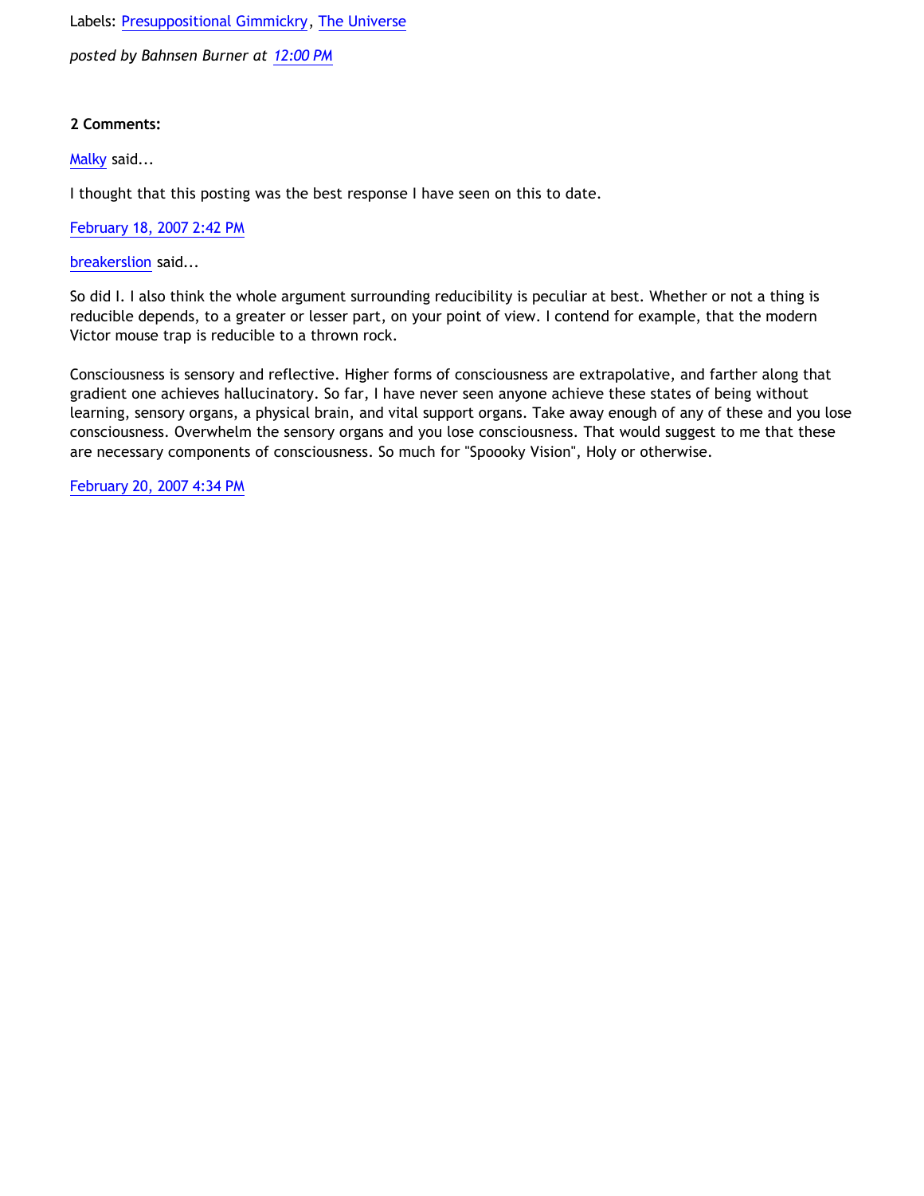Labels: Presuppositional Gimmickry, The Universe

*posted by Bahnsen Burner at 12:00 PM*

**2 Comments:**

Malky said...

I thought that this posting was the best response I have seen on this to date.

February 18, 2007 2:42 PM

breakerslion said...

So did I. I also think the whole argument surrounding reducibility is peculiar at best. Whether or not a thing is reducible depends, to a greater or lesser part, on your point of view. I contend for example, that the modern Victor mouse trap is reducible to a thrown rock.

Consciousness is sensory and reflective. Higher forms of consciousness are extrapolative, and farther along that gradient one achieves hallucinatory. So far, I have never seen anyone achieve these states of being without learning, sensory organs, a physical brain, and vital support organs. Take away enough of any of these and you lose consciousness. Overwhelm the sensory organs and you lose consciousness. That would suggest to me that these are necessary components of consciousness. So much for "Spoooky Vision", Holy or otherwise.

February 20, 2007 4:34 PM